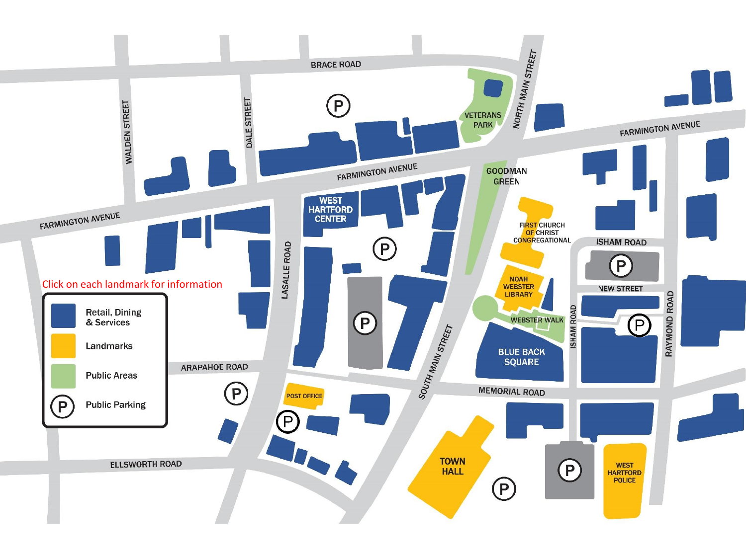Click on each landmark for information

| | |
|---|---|
| Retail, Dining & Services | |
| Landmarks | |
| Public Areas | |
| Public Parking | |

BRACE ROAD

WALDEN STREET

DALE STREET

VETERANS PARK

NORTH MAIN STREET

FARMINGTON AVENUE

GOODMAN GREEN

WEST HARTFORD CENTER

FIRST CHURCH OF CHRIST CONGREGATIONAL

ISHAM ROAD

LASALLE ROAD

NOAH WEBSTER LIBRARY

NEW STREET

WEBSTER WALK

BLUE BACK SQUARE

RAYMOND ROAD

SOUTH MAIN STREET

ARAPAHOE ROAD

MEMORIAL ROAD

POST OFFICE

TOWN HALL

WEST HARTFORD POLICE

ELLSWORTH ROAD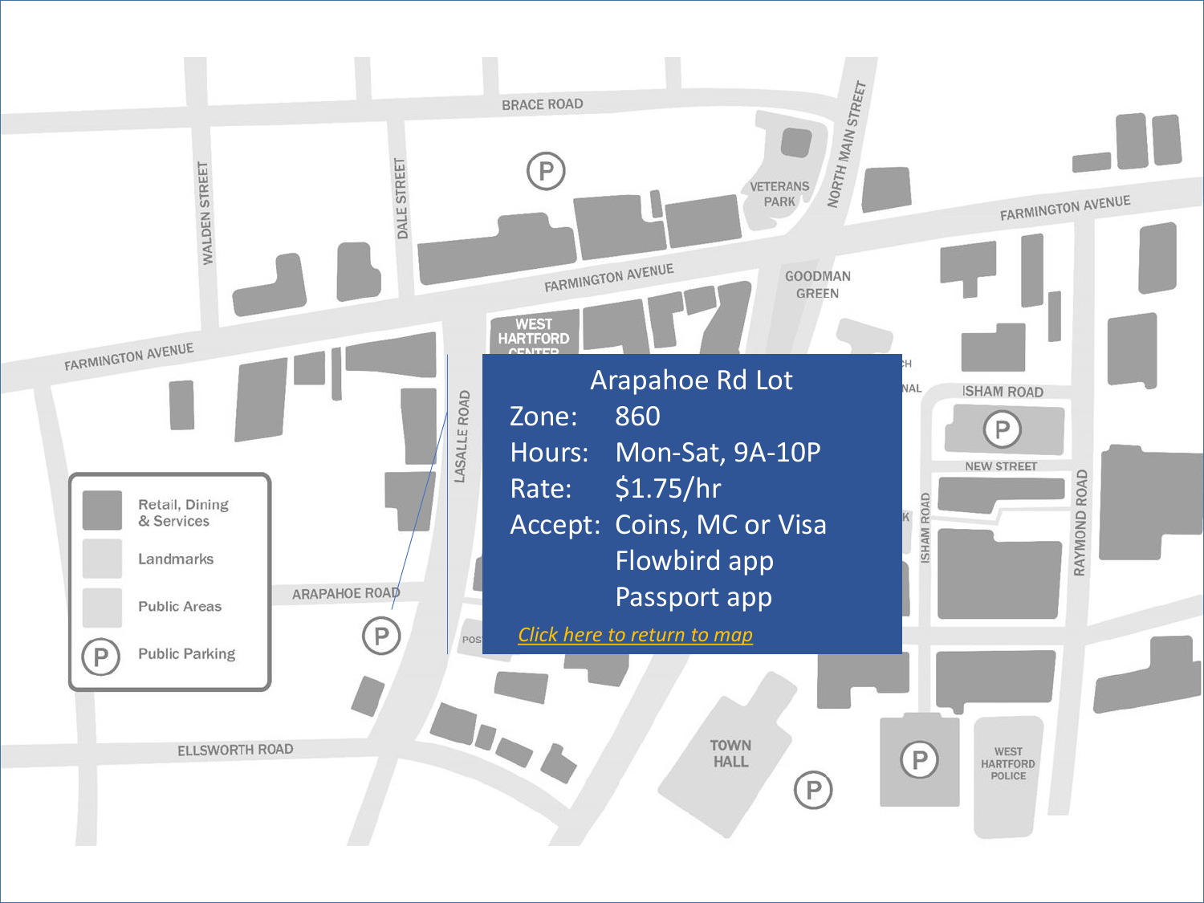## Arapahoe Rd Lot

| | |
|---|---|
| Zone: | 860 |
| Hours: | Mon-Sat, 9A-10P |
| Rate: | $1.75/hr |
| Accept: | Coins, MC or Visa |
| | Flowbird app |
| | Passport app |

*Click here to return to map*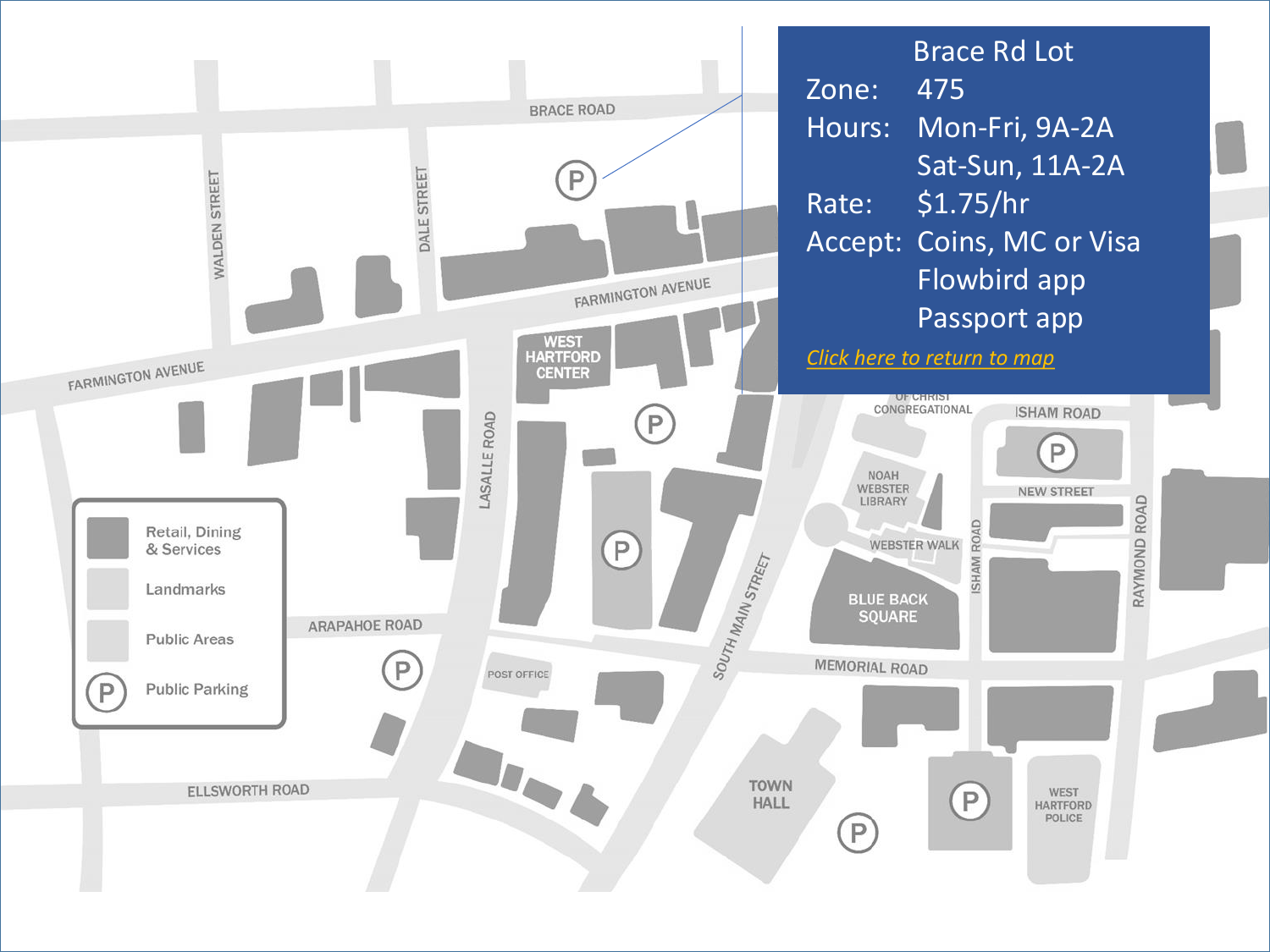## Brace Rd Lot

| | |
|---|---|
| Zone: | 475 |
| Hours: | Mon-Fri, 9A-2A |
| | Sat-Sun, 11A-2A |
| Rate: | $1.75/hr |
| Accept: | Coins, MC or Visa |
| | Flowbird app |
| | Passport app |

*Click here to return to map*

BRACE ROAD

WALDEN STREET

DALE STREET

FARMINGTON AVENUE

WEST HARTFORD CENTER

LASALLE ROAD

ARAPAHOE ROAD

POST OFFICE

ELLSWORTH ROAD

SOUTH MAIN STREET

TOWN HALL

OF CHRIST CONGREGATIONAL

NOAH WEBSTER LIBRARY

WEBSTER WALK

BLUE BACK SQUARE

MEMORIAL ROAD

ISHAM ROAD

NEW STREET

RAYMOND ROAD

WEST HARTFORD POLICE

- Retail, Dining & Services
- Landmarks
- Public Areas
- Public Parking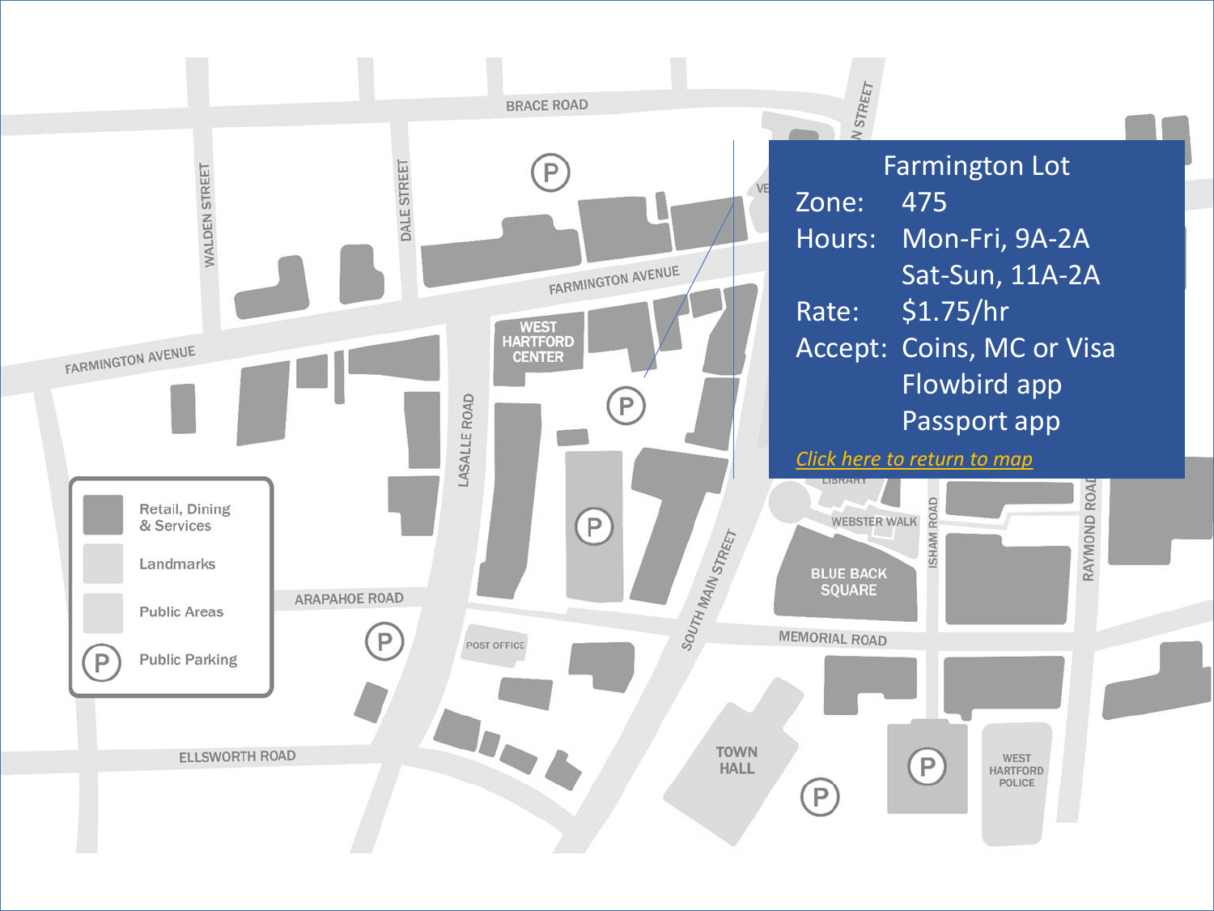## Farmington Lot

| | |
|---|---|
| Zone: | 475 |
| Hours: | Mon-Fri, 9A-2A |
| | Sat-Sun, 11A-2A |
| Rate: | $1.75/hr |
| Accept: | Coins, MC or Visa |
| | Flowbird app |
| | Passport app |

*Click here to return to map*

BRACE ROAD

WALDEN STREET

DALE STREET

FARMINGTON AVENUE

FARMINGTON AVENUE

WEST HARTFORD CENTER

LASALLE ROAD

SOUTH MAIN STREET

ARAPAHOE ROAD

POST OFFICE

MEMORIAL ROAD

ELLSWORTH ROAD

TOWN HALL

LIBRARY

WEBSTER WALK

ISHAM ROAD

RAYMOND ROAD

BLUE BACK SQUARE

WEST HARTFORD POLICE

Retail, Dining & Services

Landmarks

Public Areas

Public Parking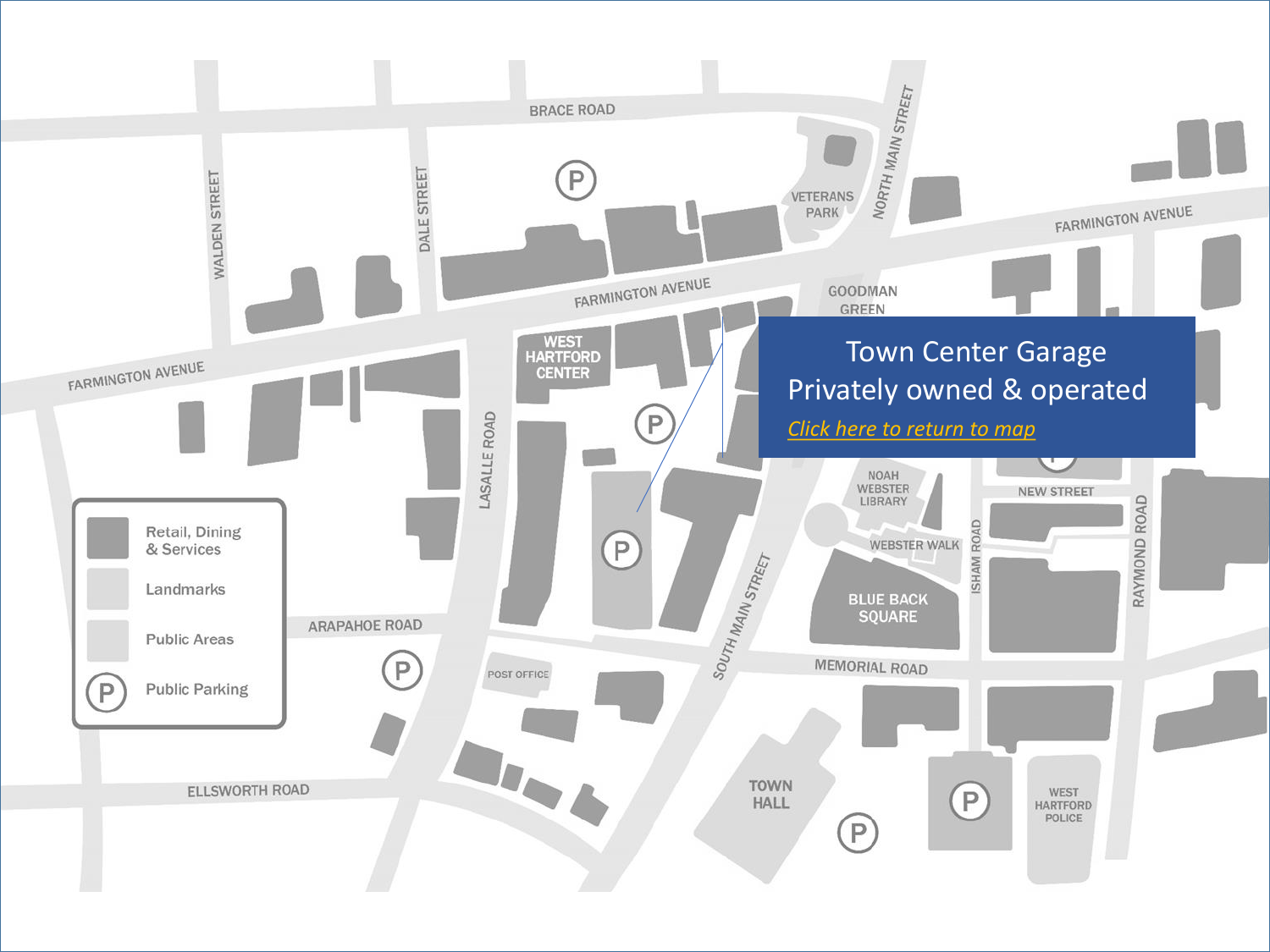# Town Center Garage

Privately owned & operated

[Click here to return to map]

BRACE ROAD

WALDEN STREET

DALE STREET

VETERANS PARK

NORTH MAIN STREET

FARMINGTON AVENUE

GOODMAN GREEN

WEST HARTFORD CENTER

LASALLE ROAD

NOAH WEBSTER LIBRARY

NEW STREET

WEBSTER WALK

ISHAM ROAD

RAYMOND ROAD

BLUE BACK SQUARE

SOUTH MAIN STREET

ARAPAHOE ROAD

MEMORIAL ROAD

POST OFFICE

ELLSWORTH ROAD

TOWN HALL

WEST HARTFORD POLICE

- Retail, Dining & Services
- Landmarks
- Public Areas
- P Public Parking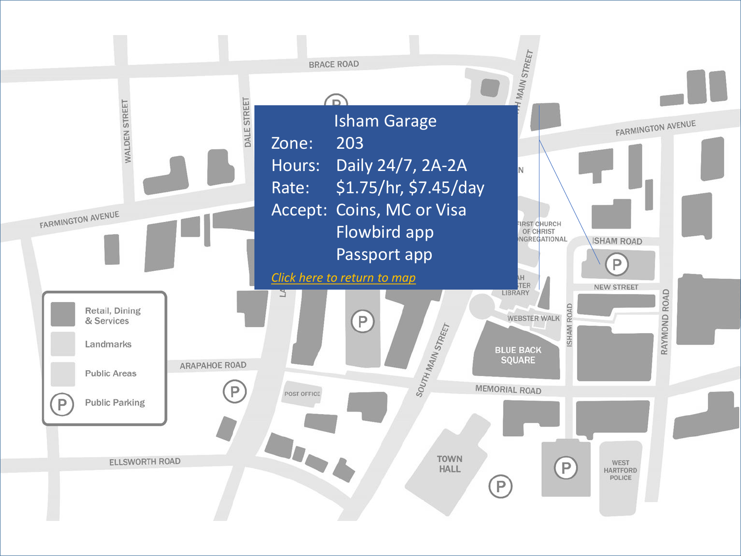## Isham Garage

| | |
|---|---|
| Zone: | 203 |
| Hours: | Daily 24/7, 2A-2A |
| Rate: | $1.75/hr, $7.45/day |
| Accept: | Coins, MC or Visa |
| | Flowbird app |
| | Passport app |

*Click here to return to map*

BRACE ROAD

WALDEN STREET

DALE STREET

FARMINGTON AVENUE

SOUTH MAIN STREET

FIRST CHURCH OF CHRIST CONGREGATIONAL

ISHAM ROAD

NEW STREET

LIBRARY

WEBSTER WALK

BLUE BACK SQUARE

RAYMOND ROAD

ARAPAHOE ROAD

POST OFFICE

MEMORIAL ROAD

ELLSWORTH ROAD

TOWN HALL

WEST HARTFORD POLICE

Retail, Dining & Services

Landmarks

Public Areas

Public Parking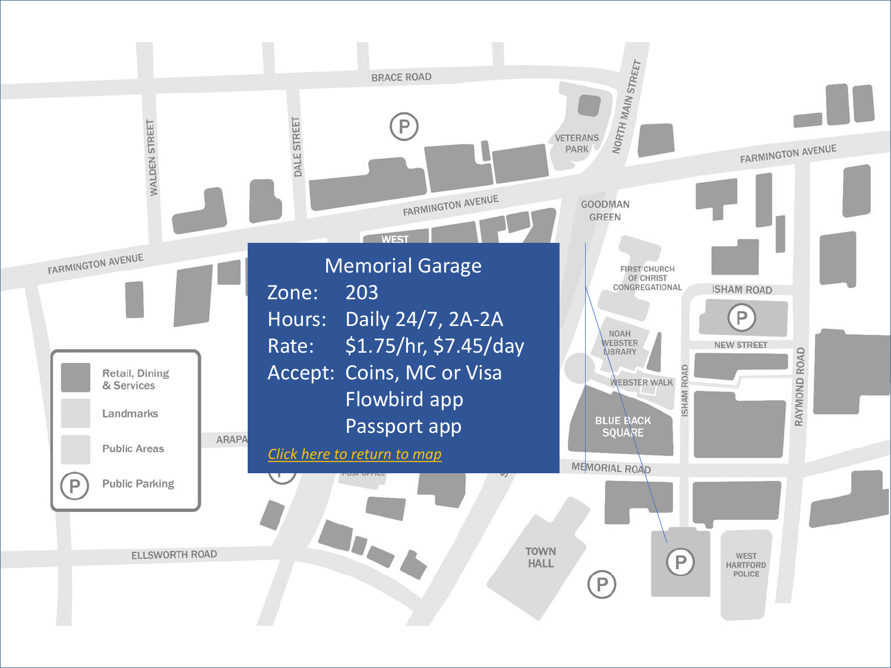## Memorial Garage

Zone: 203

Hours: Daily 24/7, 2A-2A

Rate: $1.75/hr, $7.45/day

Accept: Coins, MC or Visa
Flowbird app
Passport app

*Click here to return to map*

BRACE ROAD

WALDEN STREET

DALE STREET

VETERANS PARK

NORTH MAIN STREET

FARMINGTON AVENUE

GOODMAN GREEN

FIRST CHURCH OF CHRIST CONGREGATIONAL

ISHAM ROAD

NEW STREET

NOAH WEBSTER LIBRARY

WEBSTER WALK

BLUE BACK SQUARE

RAYMOND ROAD

MEMORIAL ROAD

TOWN HALL

WEST HARTFORD POLICE

ELLSWORTH ROAD

Retail, Dining & Services

Landmarks

Public Areas

Public Parking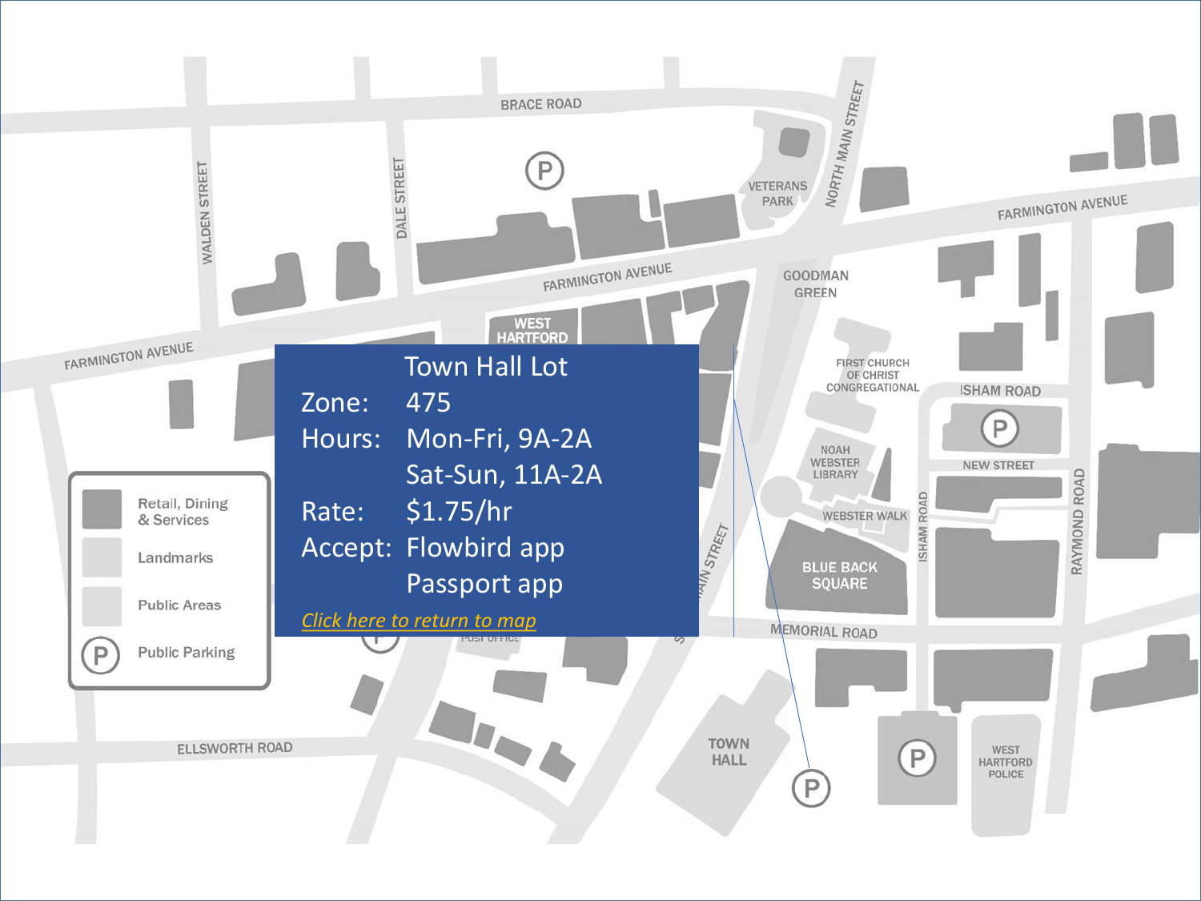## Town Hall Lot

| | |
|---|---|
| Zone: | 475 |
| Hours: | Mon-Fri, 9A-2A |
| | Sat-Sun, 11A-2A |
| Rate: | $1.75/hr |
| Accept: | Flowbird app |
| | Passport app |

*Click here to return to map*

BRACE ROAD

WALDEN STREET

DALE STREET

VETERANS PARK

NORTH MAIN STREET

FARMINGTON AVENUE

FARMINGTON AVENUE

FARMINGTON AVENUE

WEST HARTFORD

GOODMAN GREEN

FIRST CHURCH OF CHRIST CONGREGATIONAL

ISHAM ROAD

NEW STREET

NOAH WEBSTER LIBRARY

WEBSTER WALK

ISHAM ROAD

RAYMOND ROAD

BLUE BACK SQUARE

MAIN STREET

MEMORIAL ROAD

POST OFFICE

ELLSWORTH ROAD

TOWN HALL

WEST HARTFORD POLICE

Retail, Dining & Services

Landmarks

Public Areas

Public Parking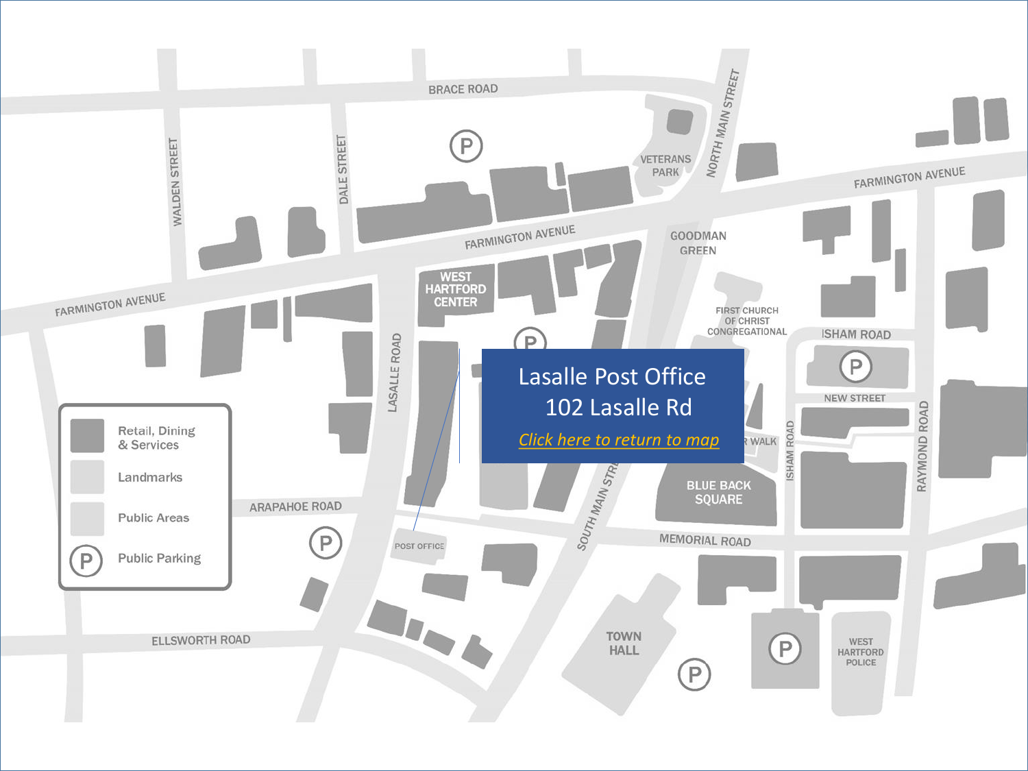Lasalle Post Office
102 Lasalle Rd

*Click here to return to map*

BRACE ROAD

WALDEN STREET

DALE STREET

VETERANS PARK

NORTH MAIN STREET

FARMINGTON AVENUE

GOODMAN GREEN

WEST HARTFORD CENTER

FIRST CHURCH OF CHRIST CONGREGATIONAL

ISHAM ROAD

LASALLE ROAD

NEW STREET

RAYMOND ROAD

Retail, Dining & Services

Landmarks

Public Areas

Public Parking

ARAPAHOE ROAD

POST OFFICE

SOUTH MAIN STREET

BLUE BACK SQUARE

MEMORIAL ROAD

ELLSWORTH ROAD

TOWN HALL

WEST HARTFORD POLICE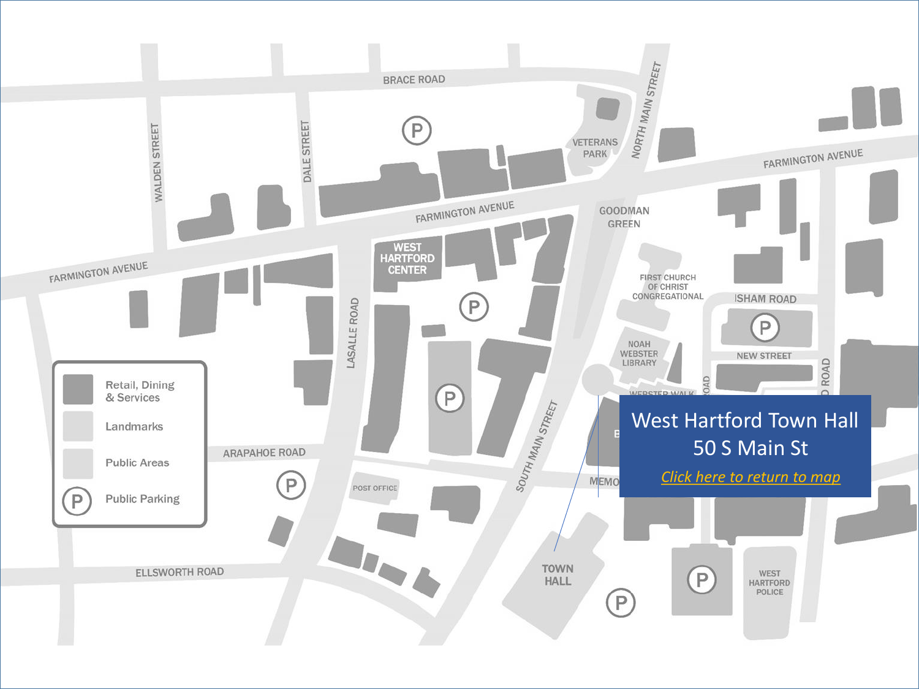BRACE ROAD

WALDEN STREET

DALE STREET

VETERANS PARK

NORTH MAIN STREET

FARMINGTON AVENUE

FARMINGTON AVENUE

FARMINGTON AVENUE

GOODMAN GREEN

WEST HARTFORD CENTER

LASALLE ROAD

FIRST CHURCH OF CHRIST CONGREGATIONAL

ISHAM ROAD

NEW STREET

NOAH WEBSTER LIBRARY

WEBSTER WALK

Retail, Dining & Services

Landmarks

Public Areas

Public Parking

ARAPAHOE ROAD

SOUTH MAIN STREET

POST OFFICE

ELLSWORTH ROAD

TOWN HALL

WEST HARTFORD POLICE

**West Hartford Town Hall**
**50 S Main St**

*Click here to return to map*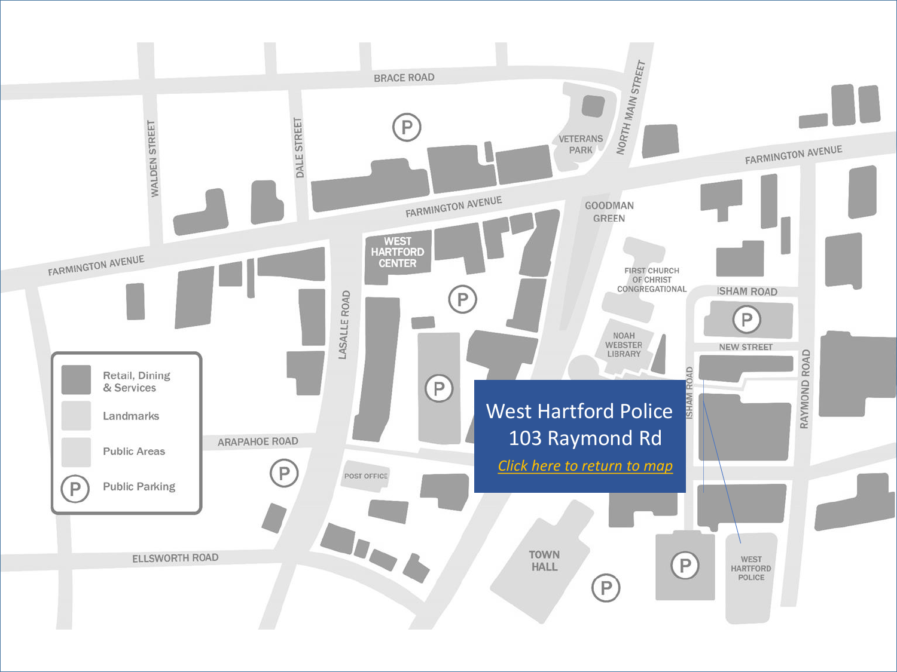BRACE ROAD

WALDEN STREET

DALE STREET

VETERANS PARK

NORTH MAIN STREET

FARMINGTON AVENUE

FARMINGTON AVENUE

FARMINGTON AVENUE

GOODMAN GREEN

WEST HARTFORD CENTER

LASALLE ROAD

FIRST CHURCH OF CHRIST CONGREGATIONAL

ISHAM ROAD

NEW STREET

NOAH WEBSTER LIBRARY

ISHAM ROAD

RAYMOND ROAD

Retail, Dining & Services

Landmarks

Public Areas

Public Parking

ARAPAHOE ROAD

POST OFFICE

ELLSWORTH ROAD

TOWN HALL

WEST HARTFORD POLICE

West Hartford Police
103 Raymond Rd

*Click here to return to map*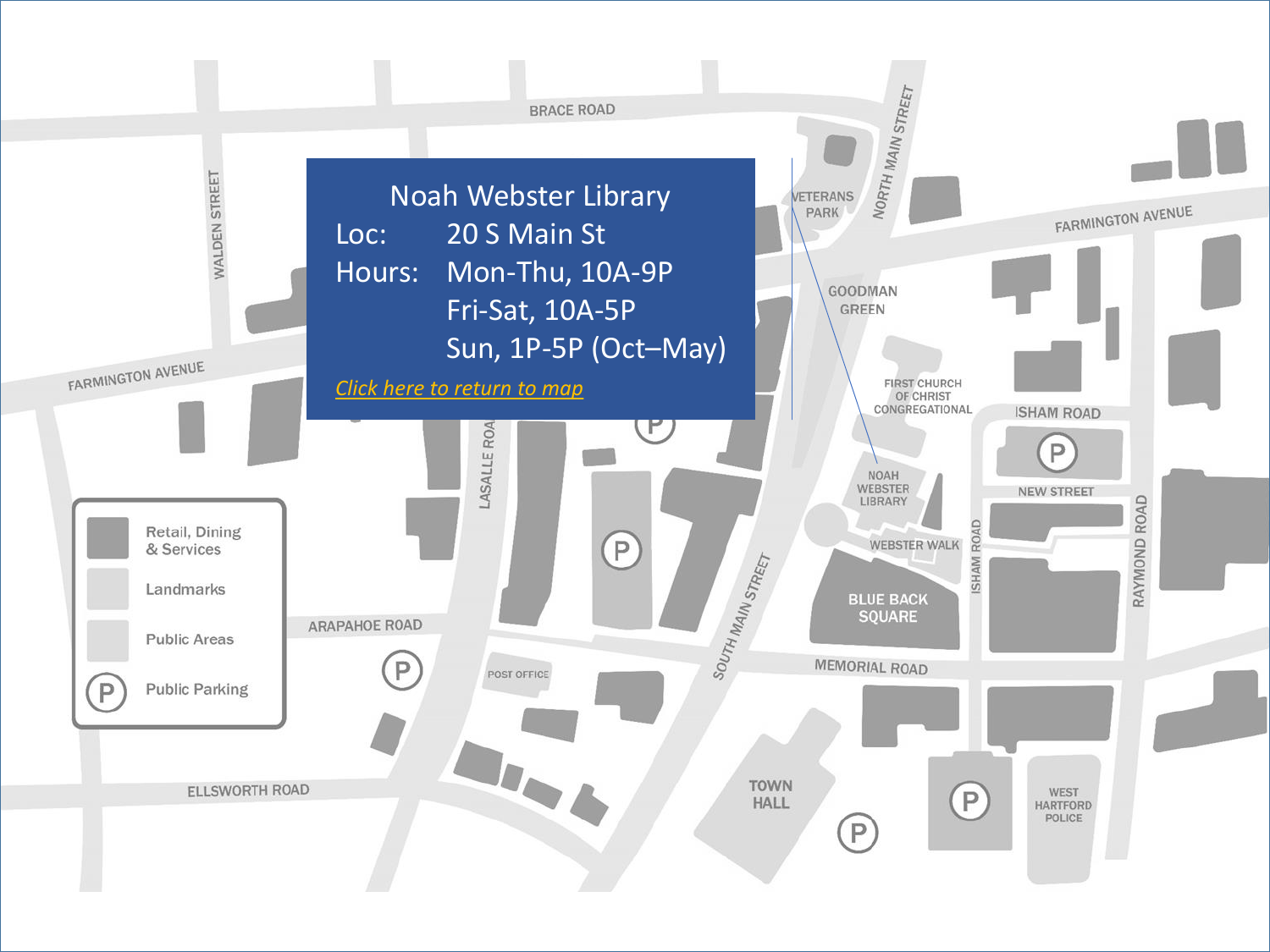## Noah Webster Library

| | |
|---|---|
| Loc: | 20 S Main St |
| Hours: | Mon-Thu, 10A-9P |
| | Fri-Sat, 10A-5P |
| | Sun, 1P-5P (Oct–May) |

*Click here to return to map*

BRACE ROAD

WALDEN STREET

VETERANS PARK

NORTH MAIN STREET

FARMINGTON AVENUE

GOODMAN GREEN

FIRST CHURCH OF CHRIST CONGREGATIONAL

ISHAM ROAD

NOAH WEBSTER LIBRARY

NEW STREET

WEBSTER WALK

LASALLE ROAD

BLUE BACK SQUARE

RAYMOND ROAD

SOUTH MAIN STREET

ARAPAHOE ROAD

MEMORIAL ROAD

POST OFFICE

ELLSWORTH ROAD

TOWN HALL

WEST HARTFORD POLICE

Retail, Dining & Services

Landmarks

Public Areas

Public Parking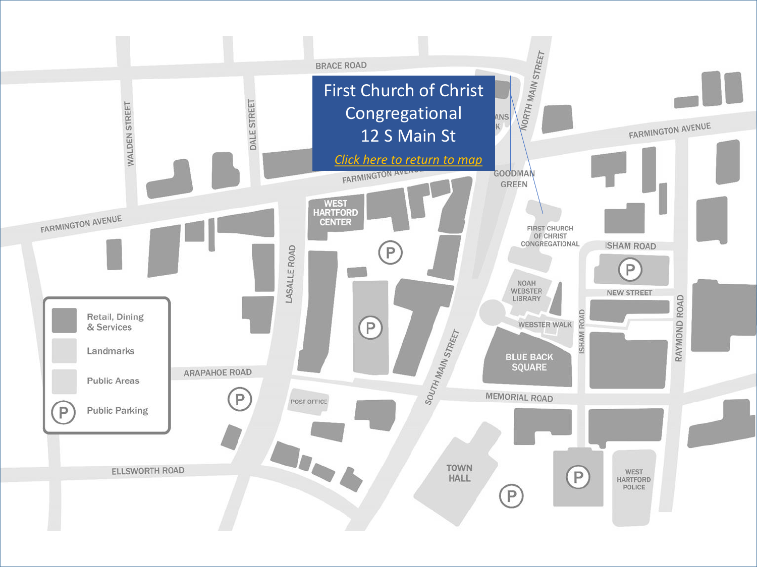First Church of Christ Congregational
12 S Main St

Click here to return to map

BRACE ROAD

WALDEN STREET

DALE STREET

NORTH MAIN STREET

FARMINGTON AVENUE

FARMINGTON AVENUE

FARMINGTON AVENUE

GOODMAN GREEN

WEST HARTFORD CENTER

FIRST CHURCH OF CHRIST CONGREGATIONAL

ISHAM ROAD

NEW STREET

NOAH WEBSTER LIBRARY

WEBSTER WALK

ISHAM ROAD

RAYMOND ROAD

LASALLE ROAD

BLUE BACK SQUARE

SOUTH MAIN STREET

ARAPAHOE ROAD

POST OFFICE

MEMORIAL ROAD

ELLSWORTH ROAD

TOWN HALL

WEST HARTFORD POLICE

- Retail, Dining & Services
- Landmarks
- Public Areas
- Public Parking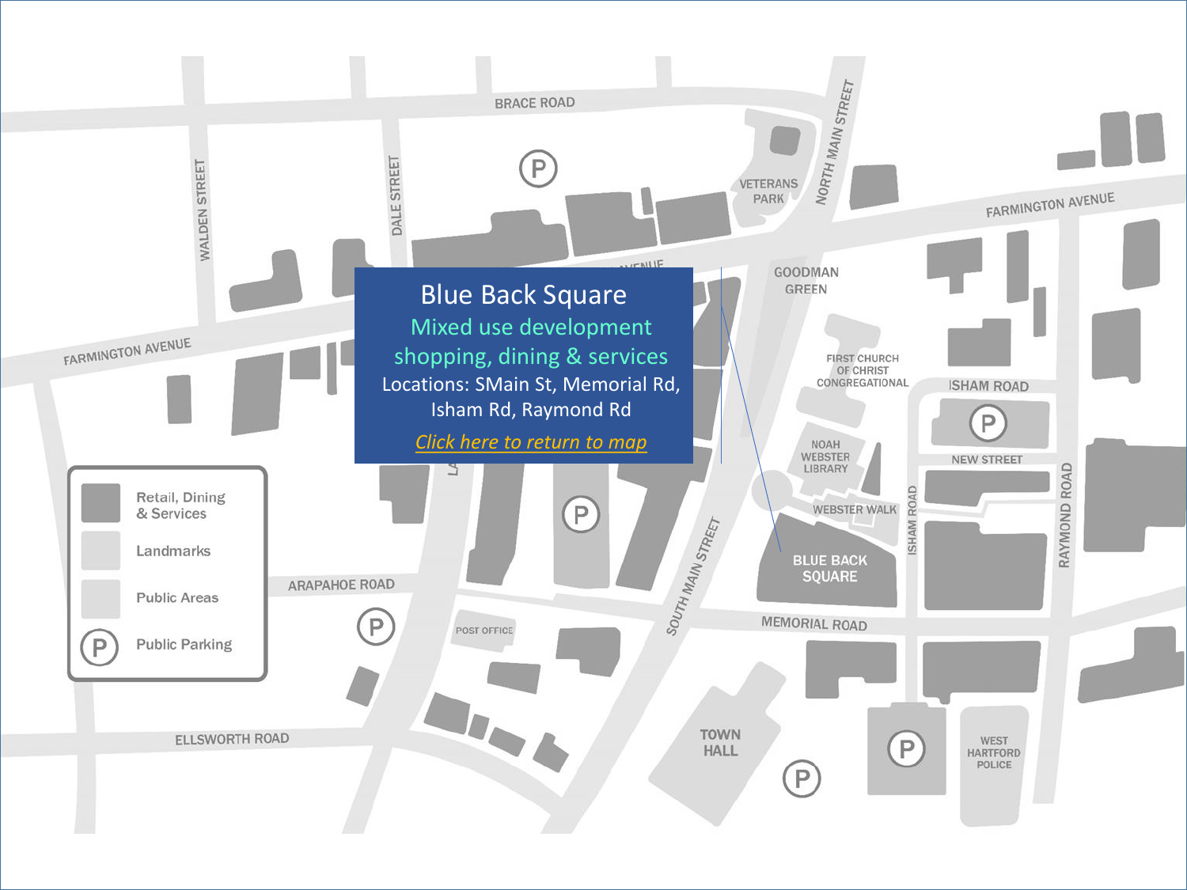# Blue Back Square

Mixed use development

shopping, dining & services

Locations: SMain St, Memorial Rd, Isham Rd, Raymond Rd

*Click here to return to map*

BRACE ROAD

WALDEN STREET

DALE STREET

VETERANS PARK

NORTH MAIN STREET

FARMINGTON AVENUE

FARMINGTON AVENUE

GOODMAN GREEN

FIRST CHURCH OF CHRIST CONGREGATIONAL

ISHAM ROAD

NEW STREET

NOAH WEBSTER LIBRARY

WEBSTER WALK

ISHAM ROAD

RAYMOND ROAD

BLUE BACK SQUARE

SOUTH MAIN STREET

ARAPAHOE ROAD

POST OFFICE

MEMORIAL ROAD

ELLSWORTH ROAD

TOWN HALL

WEST HARTFORD POLICE

| | |
|---|---|
| | Retail, Dining & Services |
| | Landmarks |
| | Public Areas |
| P | Public Parking |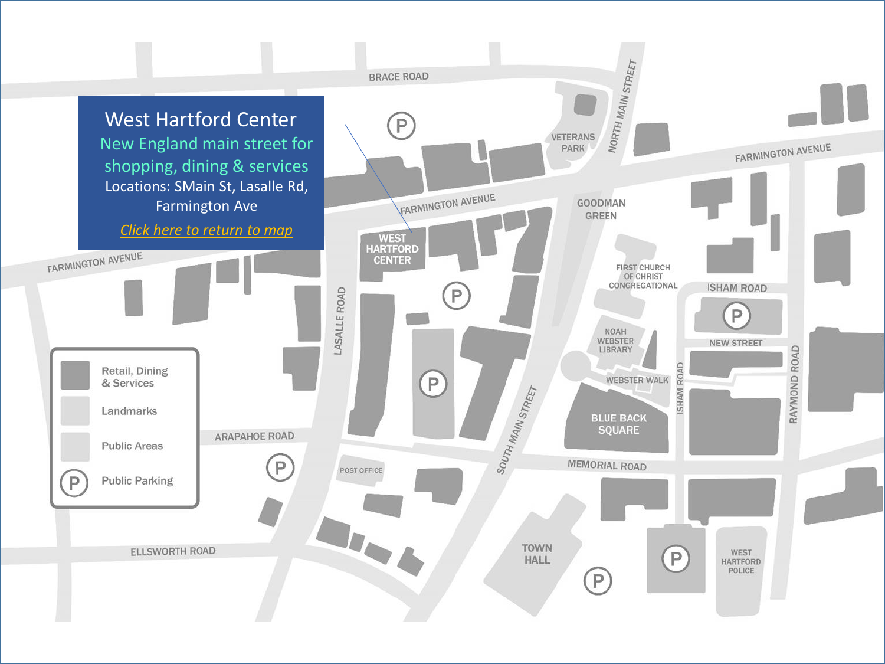# West Hartford Center

New England main street for shopping, dining & services

Locations: SMain St, Lasalle Rd, Farmington Ave

*Click here to return to map*

BRACE ROAD

VETERANS PARK

NORTH MAIN STREET

FARMINGTON AVENUE

GOODMAN GREEN

WEST HARTFORD CENTER

FARMINGTON AVENUE

FIRST CHURCH OF CHRIST CONGREGATIONAL

ISHAM ROAD

NOAH WEBSTER LIBRARY

NEW STREET

LASALLE ROAD

WEBSTER WALK

ISHAM ROAD

RAYMOND ROAD

BLUE BACK SQUARE

SOUTH MAIN STREET

ARAPAHOE ROAD

MEMORIAL ROAD

POST OFFICE

TOWN HALL

WEST HARTFORD POLICE

ELLSWORTH ROAD

- Retail, Dining & Services
- Landmarks
- Public Areas
- Public Parking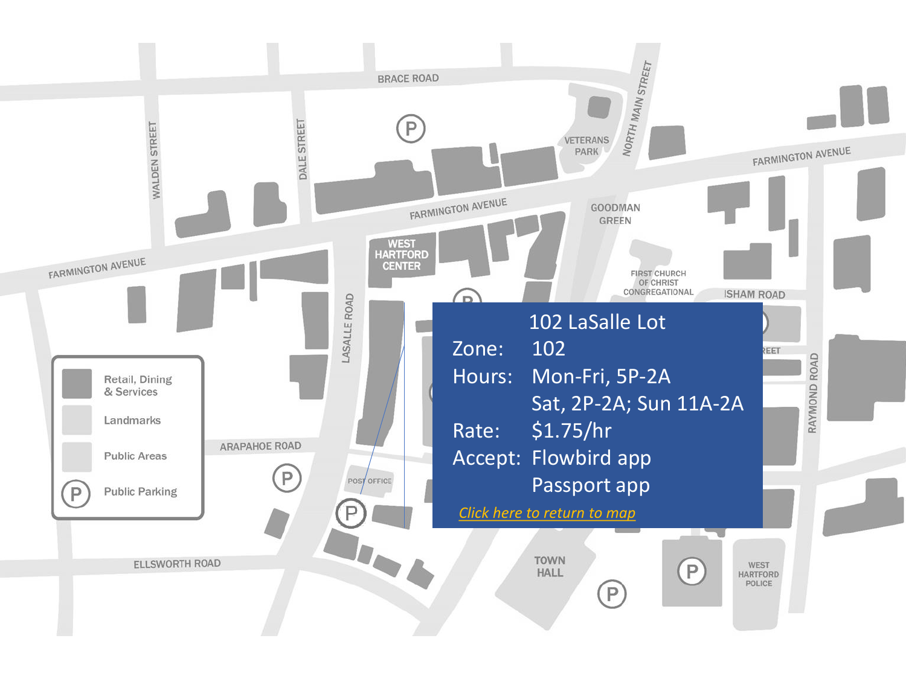# 102 LaSalle Lot

| | |
|---|---|
| Zone: | 102 |
| Hours: | Mon-Fri, 5P-2A |
| | Sat, 2P-2A; Sun 11A-2A |
| Rate: | $1.75/hr |
| Accept: | Flowbird app |
| | Passport app |

*Click here to return to map*

BRACE ROAD

WALDEN STREET

DALE STREET

VETERANS PARK

NORTH MAIN STREET

FARMINGTON AVENUE

FARMINGTON AVENUE

FARMINGTON AVENUE

GOODMAN GREEN

WEST HARTFORD CENTER

FIRST CHURCH OF CHRIST CONGREGATIONAL

ISHAM ROAD

LASALLE ROAD

RAYMOND ROAD

ARAPAHOE ROAD

POST OFFICE

ELLSWORTH ROAD

TOWN HALL

WEST HARTFORD POLICE

- Retail, Dining & Services
- Landmarks
- Public Areas
- Public Parking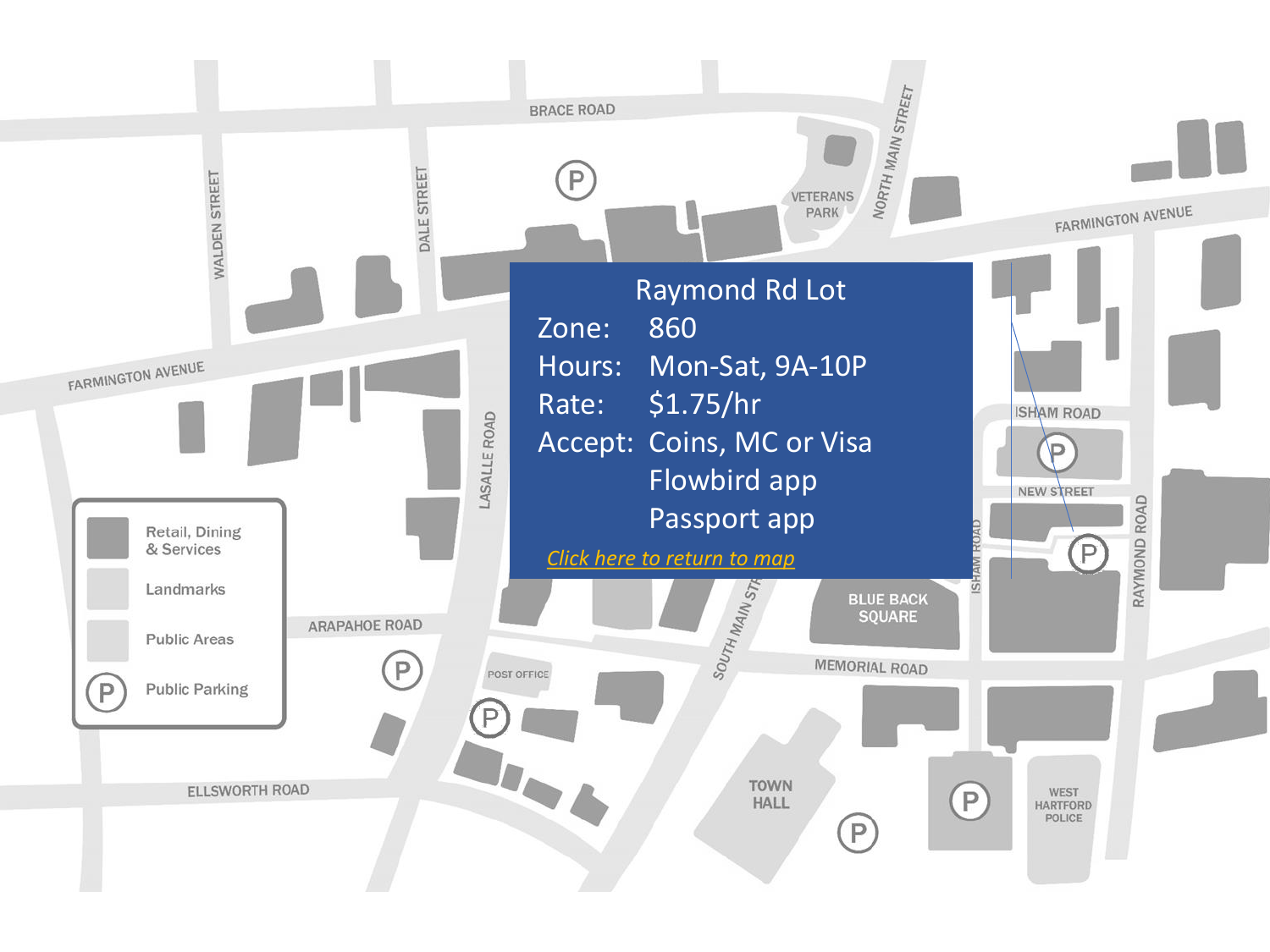# Raymond Rd Lot

| | |
|---|---|
| Zone: | 860 |
| Hours: | Mon-Sat, 9A-10P |
| Rate: | $1.75/hr |
| Accept: | Coins, MC or Visa |
| | Flowbird app |
| | Passport app |

*Click here to return to map*

BRACE ROAD
WALDEN STREET
DALE STREET
VETERANS PARK
NORTH MAIN STREET
FARMINGTON AVENUE
FARMINGTON AVENUE
LASALLE ROAD
ISHAM ROAD
NEW STREET
ISHAM ROAD
RAYMOND ROAD
BLUE BACK SQUARE
SOUTH MAIN STREET
ARAPAHOE ROAD
MEMORIAL ROAD
POST OFFICE
ELLSWORTH ROAD
TOWN HALL
WEST HARTFORD POLICE

Retail, Dining & Services
Landmarks
Public Areas
Public Parking